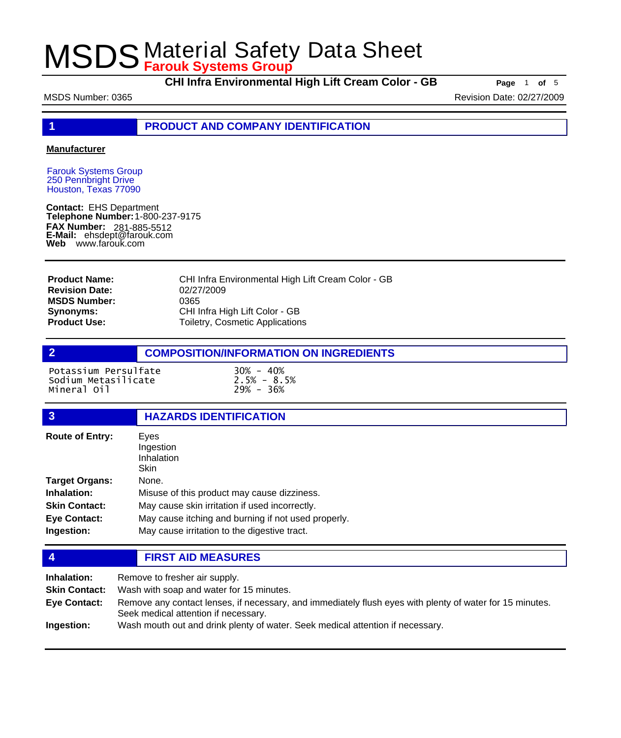# MSDS Material Safety Data Sheet

**Farouk Systems Group**

**CHI Infra Environmental High Lift Cream Color - GB**

MSDS Number: 0365 | Revision Date: 02/27/2009

## 1 PRODUCT AND COMPANY IDENTIFICATION

**Manufacturer**

Farouk Systems Group
250 Pennbright Drive
Houston, Texas 77090

**Contact:** EHS Department
**Telephone Number:** 1-800-237-9175
**FAX Number:** 281-885-5512
**E-Mail:** ehsdept@farouk.com
**Web** www.farouk.com

| | |
|---|---|
| **Product Name:** | CHI Infra Environmental High Lift Cream Color - GB |
| **Revision Date:** | 02/27/2009 |
| **MSDS Number:** | 0365 |
| **Synonyms:** | CHI Infra High Lift Color - GB |
| **Product Use:** | Toiletry, Cosmetic Applications |

## 2 COMPOSITION/INFORMATION ON INGREDIENTS

| | |
|---|---|
| Potassium Persulfate | 30% - 40% |
| Sodium Metasilicate | 2.5% - 8.5% |
| Mineral Oil | 29% - 36% |

## 3 HAZARDS IDENTIFICATION

| | |
|---|---|
| **Route of Entry:** | Eyes<br>Ingestion<br>Inhalation<br>Skin |
| **Target Organs:** | None. |
| **Inhalation:** | Misuse of this product may cause dizziness. |
| **Skin Contact:** | May cause skin irritation if used incorrectly. |
| **Eye Contact:** | May cause itching and burning if not used properly. |
| **Ingestion:** | May cause irritation to the digestive tract. |

## 4 FIRST AID MEASURES

| | |
|---|---|
| **Inhalation:** | Remove to fresher air supply. |
| **Skin Contact:** | Wash with soap and water for 15 minutes. |
| **Eye Contact:** | Remove any contact lenses, if necessary, and immediately flush eyes with plenty of water for 15 minutes. Seek medical attention if necessary. |
| **Ingestion:** | Wash mouth out and drink plenty of water. Seek medical attention if necessary. |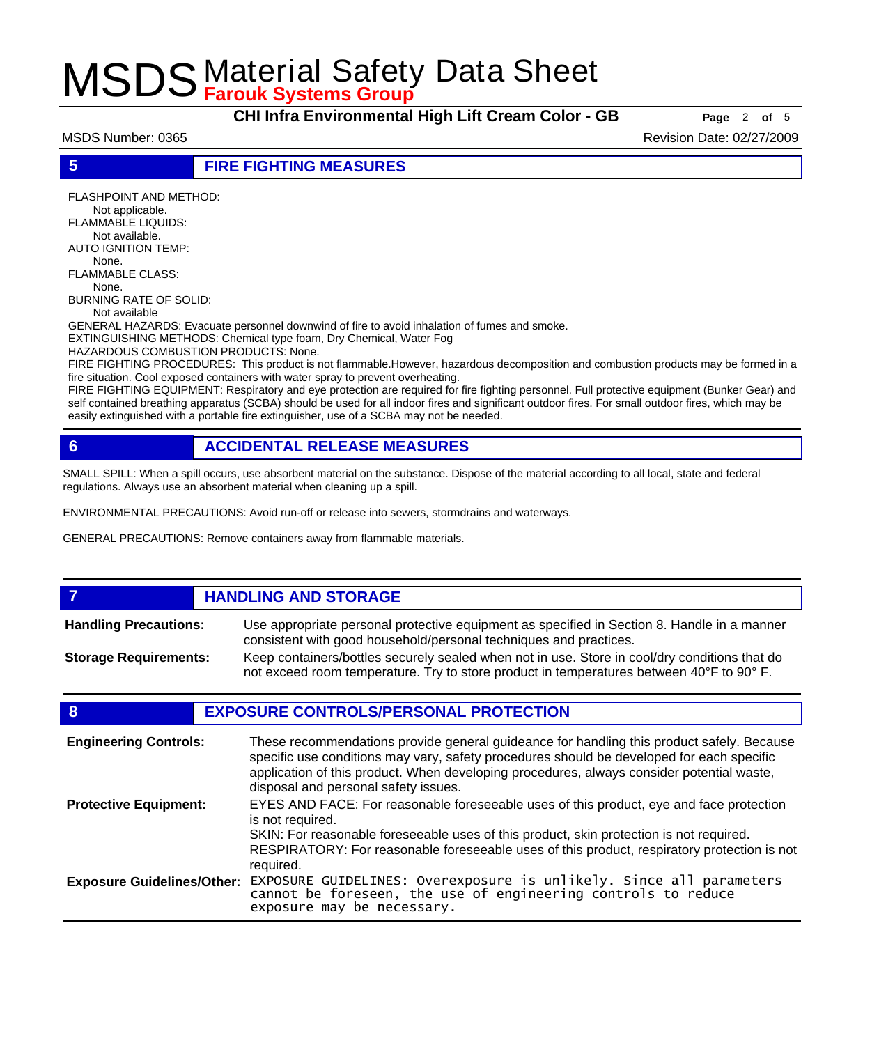## 5 FIRE FIGHTING MEASURES

FLASHPOINT AND METHOD:
Not applicable.
FLAMMABLE LIQUIDS:
Not available.
AUTO IGNITION TEMP:
None.
FLAMMABLE CLASS:
None.
BURNING RATE OF SOLID:
Not available

GENERAL HAZARDS: Evacuate personnel downwind of fire to avoid inhalation of fumes and smoke.
EXTINGUISHING METHODS: Chemical type foam, Dry Chemical, Water Fog
HAZARDOUS COMBUSTION PRODUCTS: None.
FIRE FIGHTING PROCEDURES: This product is not flammable.However, hazardous decomposition and combustion products may be formed in a fire situation. Cool exposed containers with water spray to prevent overheating.
FIRE FIGHTING EQUIPMENT: Respiratory and eye protection are required for fire fighting personnel. Full protective equipment (Bunker Gear) and self contained breathing apparatus (SCBA) should be used for all indoor fires and significant outdoor fires. For small outdoor fires, which may be easily extinguished with a portable fire extinguisher, use of a SCBA may not be needed.

## 6 ACCIDENTAL RELEASE MEASURES

SMALL SPILL: When a spill occurs, use absorbent material on the substance. Dispose of the material according to all local, state and federal regulations. Always use an absorbent material when cleaning up a spill.

ENVIRONMENTAL PRECAUTIONS: Avoid run-off or release into sewers, stormdrains and waterways.

GENERAL PRECAUTIONS: Remove containers away from flammable materials.

## 7 HANDLING AND STORAGE

**Handling Precautions:** Use appropriate personal protective equipment as specified in Section 8. Handle in a manner consistent with good household/personal techniques and practices.

**Storage Requirements:** Keep containers/bottles securely sealed when not in use. Store in cool/dry conditions that do not exceed room temperature. Try to store product in temperatures between 40°F to 90° F.

## 8 EXPOSURE CONTROLS/PERSONAL PROTECTION

**Engineering Controls:** These recommendations provide general guideance for handling this product safely. Because specific use conditions may vary, safety procedures should be developed for each specific application of this product. When developing procedures, always consider potential waste, disposal and personal safety issues.

**Protective Equipment:** EYES AND FACE: For reasonable foreseeable uses of this product, eye and face protection is not required.
SKIN: For reasonable foreseeable uses of this product, skin protection is not required.
RESPIRATORY: For reasonable foreseeable uses of this product, respiratory protection is not required.

**Exposure Guidelines/Other:** EXPOSURE GUIDELINES: Overexposure is unlikely. Since all parameters cannot be foreseen, the use of engineering controls to reduce exposure may be necessary.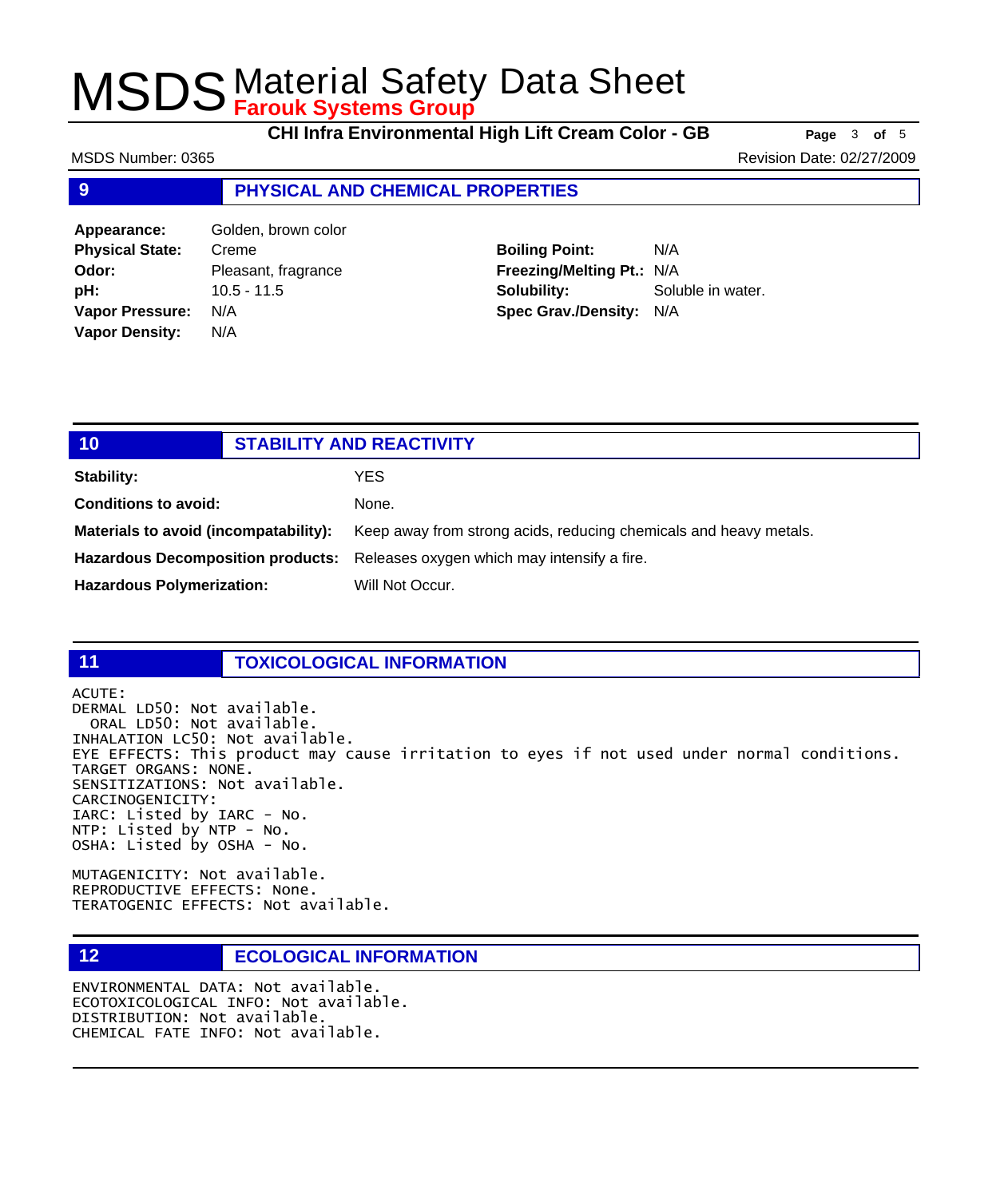## 9 PHYSICAL AND CHEMICAL PROPERTIES

| | | | |
|---|---|---|---|
| **Appearance:** | Golden, brown color | | |
| **Physical State:** | Creme | **Boiling Point:** | N/A |
| **Odor:** | Pleasant, fragrance | **Freezing/Melting Pt.:** | N/A |
| **pH:** | 10.5 - 11.5 | **Solubility:** | Soluble in water. |
| **Vapor Pressure:** | N/A | **Spec Grav./Density:** | N/A |
| **Vapor Density:** | N/A | | |

## 10 STABILITY AND REACTIVITY

**Stability:** YES

**Conditions to avoid:** None.

**Materials to avoid (incompatability):** Keep away from strong acids, reducing chemicals and heavy metals.

**Hazardous Decomposition products:** Releases oxygen which may intensify a fire.

**Hazardous Polymerization:** Will Not Occur.

## 11 TOXICOLOGICAL INFORMATION

```
ACUTE:
DERMAL LD50: Not available.
  ORAL LD50: Not available.
INHALATION LC50: Not available.
EYE EFFECTS: This product may cause irritation to eyes if not used under normal conditions.
TARGET ORGANS: NONE.
SENSITIZATIONS: Not available.
CARCINOGENICITY:
IARC: Listed by IARC - No.
NTP: Listed by NTP - No.
OSHA: Listed by OSHA - No.

MUTAGENICITY: Not available.
REPRODUCTIVE EFFECTS: None.
TERATOGENIC EFFECTS: Not available.
```

## 12 ECOLOGICAL INFORMATION

```
ENVIRONMENTAL DATA: Not available.
ECOTOXICOLOGICAL INFO: Not available.
DISTRIBUTION: Not available.
CHEMICAL FATE INFO: Not available.
```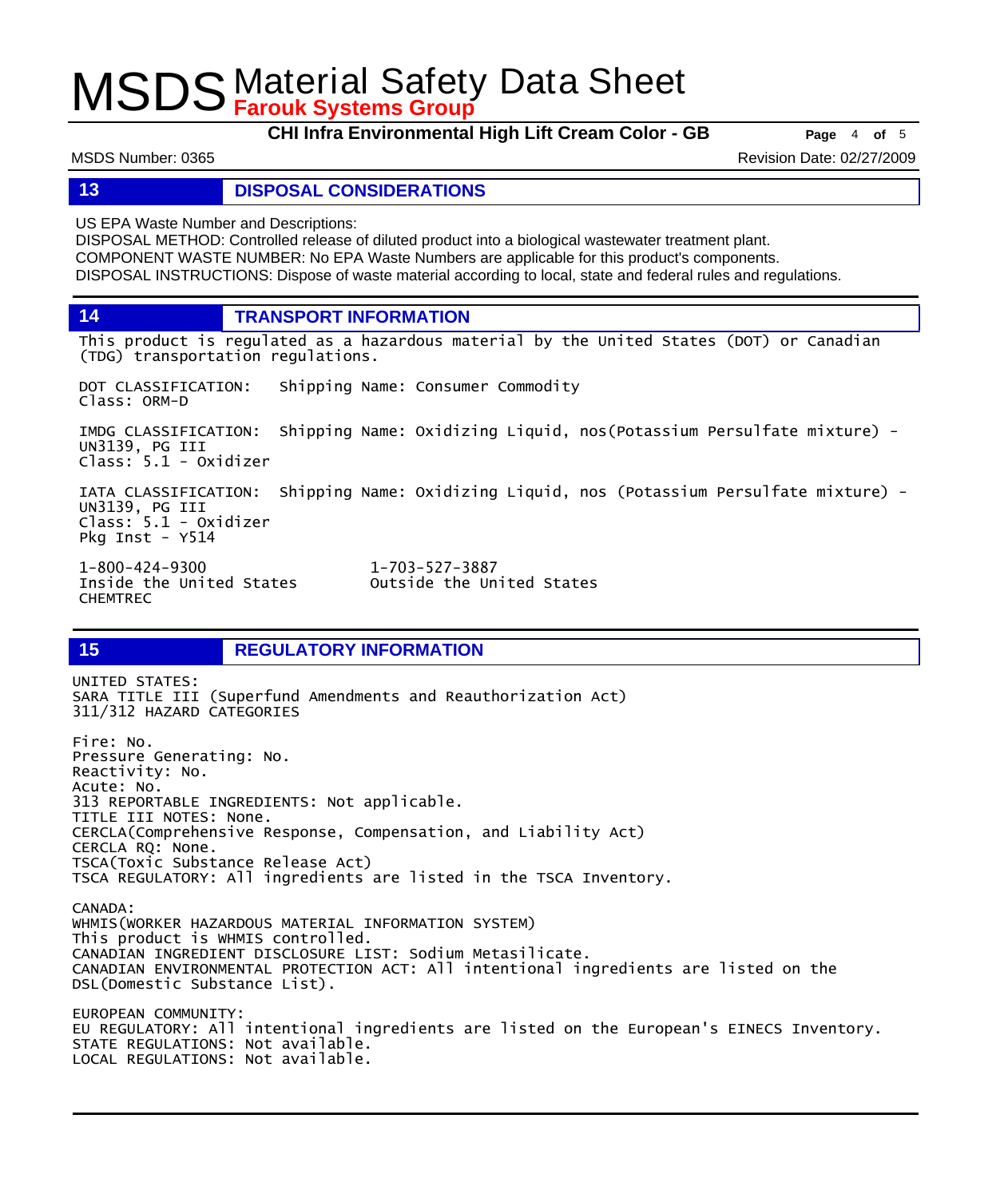## 13 DISPOSAL CONSIDERATIONS

US EPA Waste Number and Descriptions:
DISPOSAL METHOD: Controlled release of diluted product into a biological wastewater treatment plant.
COMPONENT WASTE NUMBER: No EPA Waste Numbers are applicable for this product's components.
DISPOSAL INSTRUCTIONS: Dispose of waste material according to local, state and federal rules and regulations.

## 14 TRANSPORT INFORMATION

This product is regulated as a hazardous material by the United States (DOT) or Canadian (TDG) transportation regulations.

DOT CLASSIFICATION: Shipping Name: Consumer Commodity
Class: ORM-D

IMDG CLASSIFICATION: Shipping Name: Oxidizing Liquid, nos(Potassium Persulfate mixture) - UN3139, PG III
Class: 5.1 - Oxidizer

IATA CLASSIFICATION: Shipping Name: Oxidizing Liquid, nos (Potassium Persulfate mixture) - UN3139, PG III
Class: 5.1 - Oxidizer
Pkg Inst - Y514

1-800-424-9300 Inside the United States
1-703-527-3887 Outside the United States
CHEMTREC

## 15 REGULATORY INFORMATION

UNITED STATES:
SARA TITLE III (Superfund Amendments and Reauthorization Act)
311/312 HAZARD CATEGORIES

Fire: No.
Pressure Generating: No.
Reactivity: No.
Acute: No.
313 REPORTABLE INGREDIENTS: Not applicable.
TITLE III NOTES: None.
CERCLA(Comprehensive Response, Compensation, and Liability Act)
CERCLA RQ: None.
TSCA(Toxic Substance Release Act)
TSCA REGULATORY: All ingredients are listed in the TSCA Inventory.

CANADA:
WHMIS(WORKER HAZARDOUS MATERIAL INFORMATION SYSTEM)
This product is WHMIS controlled.
CANADIAN INGREDIENT DISCLOSURE LIST: Sodium Metasilicate.
CANADIAN ENVIRONMENTAL PROTECTION ACT: All intentional ingredients are listed on the DSL(Domestic Substance List).

EUROPEAN COMMUNITY:
EU REGULATORY: All intentional ingredients are listed on the European's EINECS Inventory.
STATE REGULATIONS: Not available.
LOCAL REGULATIONS: Not available.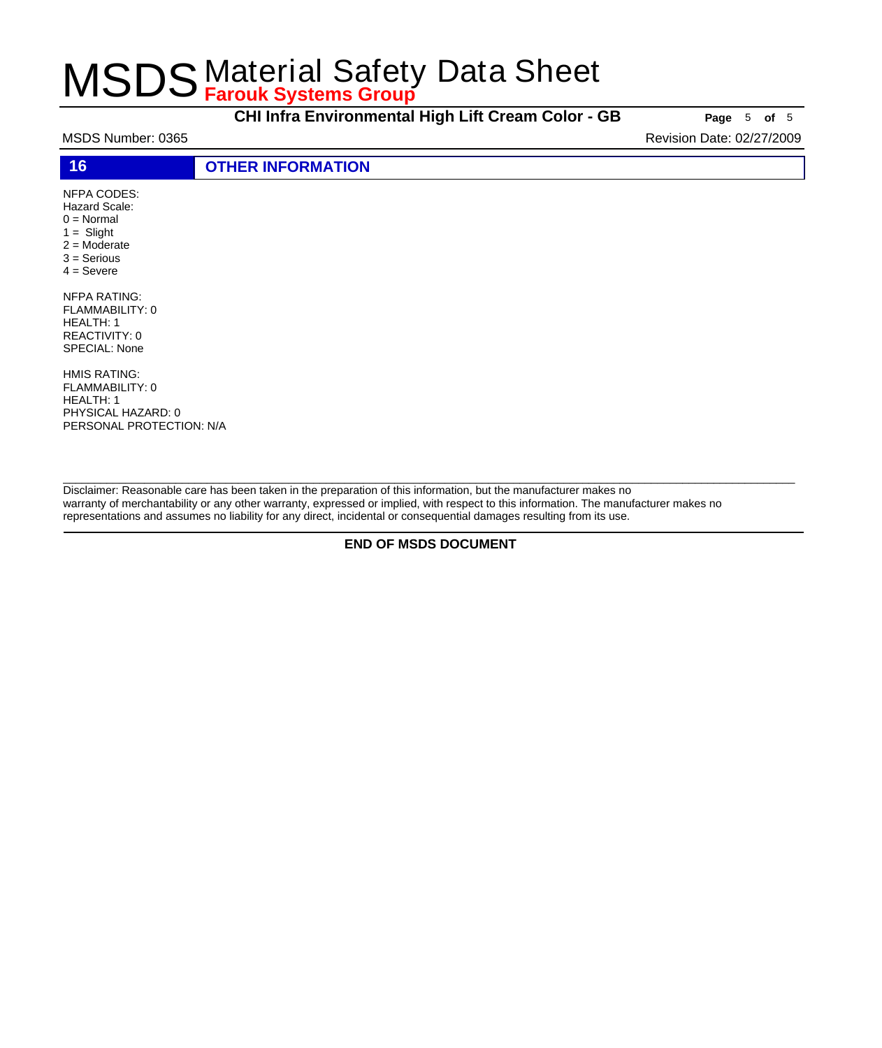## 16 OTHER INFORMATION

NFPA CODES:
Hazard Scale:
0 = Normal
1 = Slight
2 = Moderate
3 = Serious
4 = Severe

NFPA RATING:
FLAMMABILITY: 0
HEALTH: 1
REACTIVITY: 0
SPECIAL: None

HMIS RATING:
FLAMMABILITY: 0
HEALTH: 1
PHYSICAL HAZARD: 0
PERSONAL PROTECTION: N/A

---

Disclaimer: Reasonable care has been taken in the preparation of this information, but the manufacturer makes no warranty of merchantability or any other warranty, expressed or implied, with respect to this information. The manufacturer makes no representations and assumes no liability for any direct, incidental or consequential damages resulting from its use.

---

**END OF MSDS DOCUMENT**